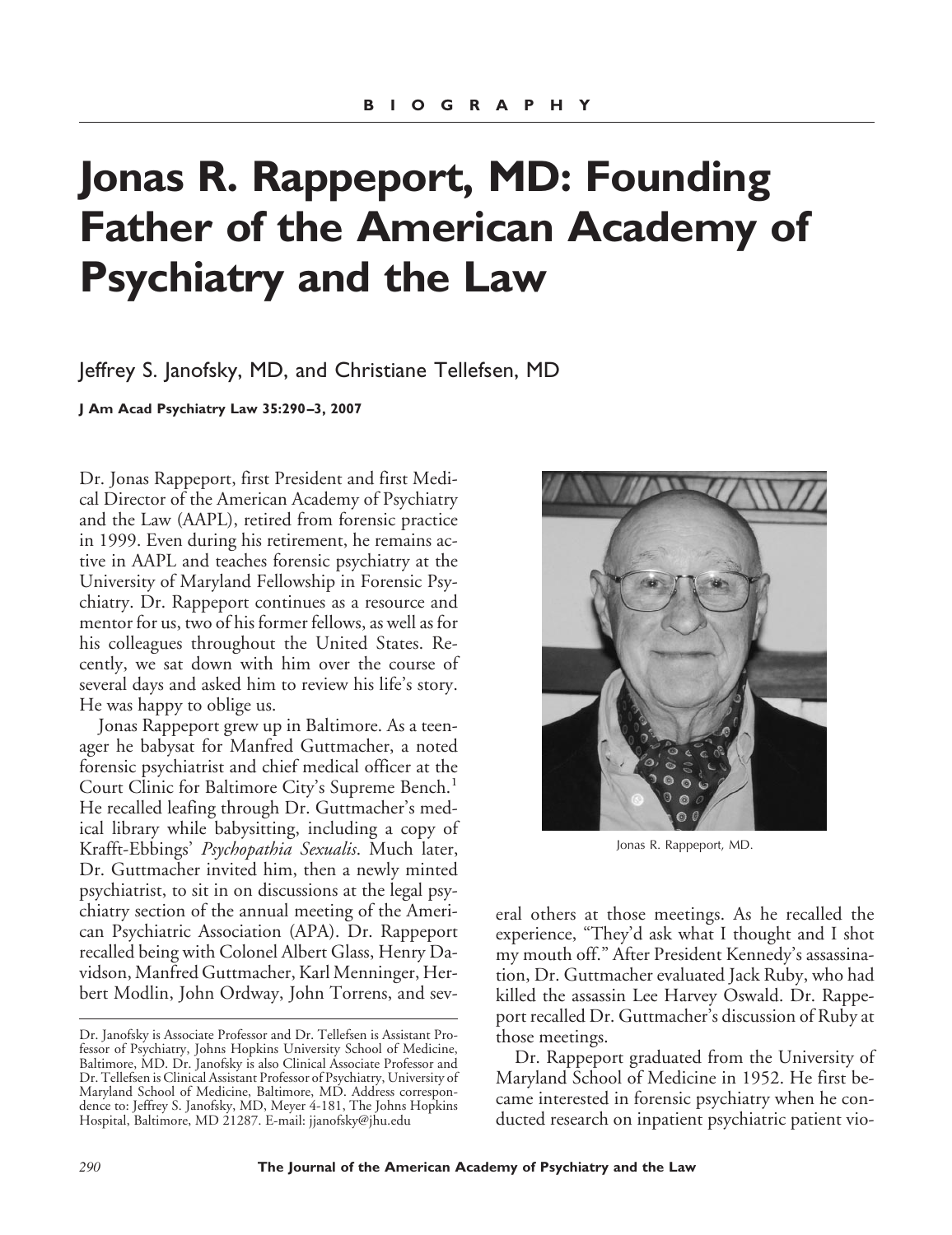BIOGRAPHY

# Jonas R. Rappeport, MD: Founding Father of the American Academy of Psychiatry and the Law

Jeffrey S. Janofsky, MD, and Christiane Tellefsen, MD

Dr. Jonas Rappeport, first President and first Medical Director of the American Academy of Psychiatry and the Law (AAPL), retired from forensic practice in 1999. Even during his retirement, he remains active in AAPL and teaches forensic psychiatry at the University of Maryland Fellowship in Forensic Psychiatry. Dr. Rappeport continues as a resource and mentor for us, two of his former fellows, as well as for his colleagues throughout the United States. Recently, we sat down with him over the course of several days and asked him to review his life's story. He was happy to oblige us.

Jonas Rappeport grew up in Baltimore. As a teenager he babysat for Manfred Guttmacher, a noted forensic psychiatrist and chief medical officer at the Court Clinic for Baltimore City's Supreme Bench.[1] He recalled leafing through Dr. Guttmacher's medical library while babysitting, including a copy of Krafft-Ebbings' *Psychopathia Sexualis*. Much later, Dr. Guttmacher invited him, then a newly minted psychiatrist, to sit in on discussions at the legal psychiatry section of the annual meeting of the American Psychiatric Association (APA). Dr. Rappeport recalled being with Colonel Albert Glass, Henry Davidson, Manfred Guttmacher, Karl Menninger, Herbert Modlin, John Ordway, John Torrens, and several others at those meetings. As he recalled the experience, "They'd ask what I thought and I shot my mouth off." After President Kennedy's assassination, Dr. Guttmacher evaluated Jack Ruby, who had killed the assassin Lee Harvey Oswald. Dr. Rappeport recalled Dr. Guttmacher's discussion of Ruby at those meetings.

Jonas R. Rappeport, MD.

Dr. Rappeport graduated from the University of Maryland School of Medicine in 1952. He first became interested in forensic psychiatry when he conducted research on inpatient psychiatric patient vio-

Dr. Janofsky is Associate Professor and Dr. Tellefsen is Assistant Professor of Psychiatry, Johns Hopkins University School of Medicine, Baltimore, MD. Dr. Janofsky is also Clinical Associate Professor and Dr. Tellefsen is Clinical Assistant Professor of Psychiatry, University of Maryland School of Medicine, Baltimore, MD. Address correspondence to: Jeffrey S. Janofsky, MD, Meyer 4-181, The Johns Hopkins Hospital, Baltimore, MD 21287. E-mail: jjanofsky@jhu.edu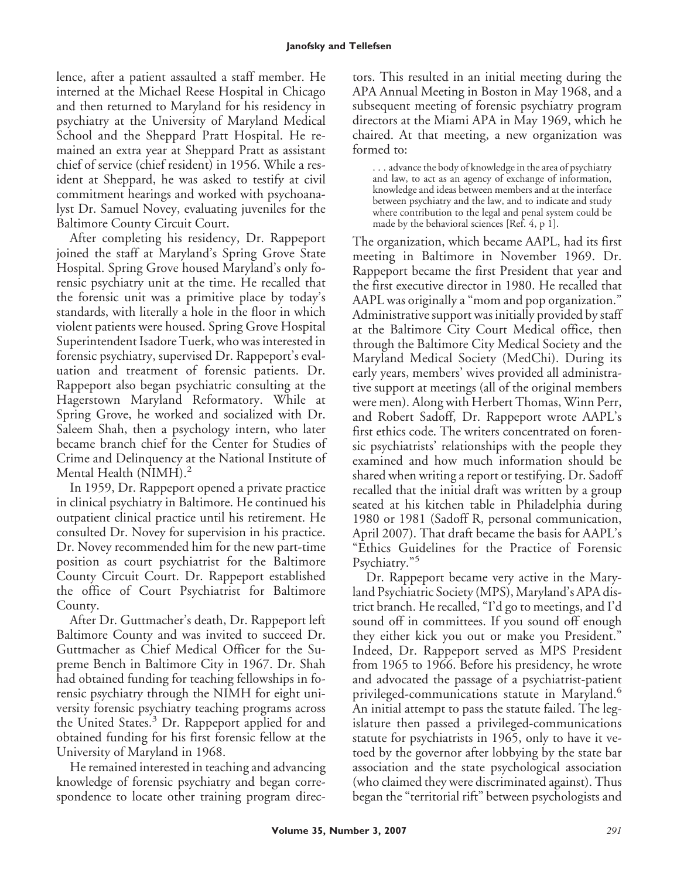lence, after a patient assaulted a staff member. He interned at the Michael Reese Hospital in Chicago and then returned to Maryland for his residency in psychiatry at the University of Maryland Medical School and the Sheppard Pratt Hospital. He remained an extra year at Sheppard Pratt as assistant chief of service (chief resident) in 1956. While a resident at Sheppard, he was asked to testify at civil commitment hearings and worked with psychoanalyst Dr. Samuel Novey, evaluating juveniles for the Baltimore County Circuit Court.

After completing his residency, Dr. Rappeport joined the staff at Maryland's Spring Grove State Hospital. Spring Grove housed Maryland's only forensic psychiatry unit at the time. He recalled that the forensic unit was a primitive place by today's standards, with literally a hole in the floor in which violent patients were housed. Spring Grove Hospital Superintendent Isadore Tuerk, who was interested in forensic psychiatry, supervised Dr. Rappeport's evaluation and treatment of forensic patients. Dr. Rappeport also began psychiatric consulting at the Hagerstown Maryland Reformatory. While at Spring Grove, he worked and socialized with Dr. Saleem Shah, then a psychology intern, who later became branch chief for the Center for Studies of Crime and Delinquency at the National Institute of Mental Health (NIMH).[2]

In 1959, Dr. Rappeport opened a private practice in clinical psychiatry in Baltimore. He continued his outpatient clinical practice until his retirement. He consulted Dr. Novey for supervision in his practice. Dr. Novey recommended him for the new part-time position as court psychiatrist for the Baltimore County Circuit Court. Dr. Rappeport established the office of Court Psychiatrist for Baltimore County.

After Dr. Guttmacher's death, Dr. Rappeport left Baltimore County and was invited to succeed Dr. Guttmacher as Chief Medical Officer for the Supreme Bench in Baltimore City in 1967. Dr. Shah had obtained funding for teaching fellowships in forensic psychiatry through the NIMH for eight university forensic psychiatry teaching programs across the United States.[3] Dr. Rappeport applied for and obtained funding for his first forensic fellow at the University of Maryland in 1968.

He remained interested in teaching and advancing knowledge of forensic psychiatry and began correspondence to locate other training program directors. This resulted in an initial meeting during the APA Annual Meeting in Boston in May 1968, and a subsequent meeting of forensic psychiatry program directors at the Miami APA in May 1969, which he chaired. At that meeting, a new organization was formed to:

> . . . advance the body of knowledge in the area of psychiatry and law, to act as an agency of exchange of information, knowledge and ideas between members and at the interface between psychiatry and the law, and to indicate and study where contribution to the legal and penal system could be made by the behavioral sciences [Ref. 4, p 1].

The organization, which became AAPL, had its first meeting in Baltimore in November 1969. Dr. Rappeport became the first President that year and the first executive director in 1980. He recalled that AAPL was originally a "mom and pop organization." Administrative support was initially provided by staff at the Baltimore City Court Medical office, then through the Baltimore City Medical Society and the Maryland Medical Society (MedChi). During its early years, members' wives provided all administrative support at meetings (all of the original members were men). Along with Herbert Thomas, Winn Perr, and Robert Sadoff, Dr. Rappeport wrote AAPL's first ethics code. The writers concentrated on forensic psychiatrists' relationships with the people they examined and how much information should be shared when writing a report or testifying. Dr. Sadoff recalled that the initial draft was written by a group seated at his kitchen table in Philadelphia during 1980 or 1981 (Sadoff R, personal communication, April 2007). That draft became the basis for AAPL's "Ethics Guidelines for the Practice of Forensic Psychiatry."[5]

Dr. Rappeport became very active in the Maryland Psychiatric Society (MPS), Maryland's APA district branch. He recalled, "I'd go to meetings, and I'd sound off in committees. If you sound off enough they either kick you out or make you President." Indeed, Dr. Rappeport served as MPS President from 1965 to 1966. Before his presidency, he wrote and advocated the passage of a psychiatrist-patient privileged-communications statute in Maryland.[6] An initial attempt to pass the statute failed. The legislature then passed a privileged-communications statute for psychiatrists in 1965, only to have it vetoed by the governor after lobbying by the state bar association and the state psychological association (who claimed they were discriminated against). Thus began the "territorial rift" between psychologists and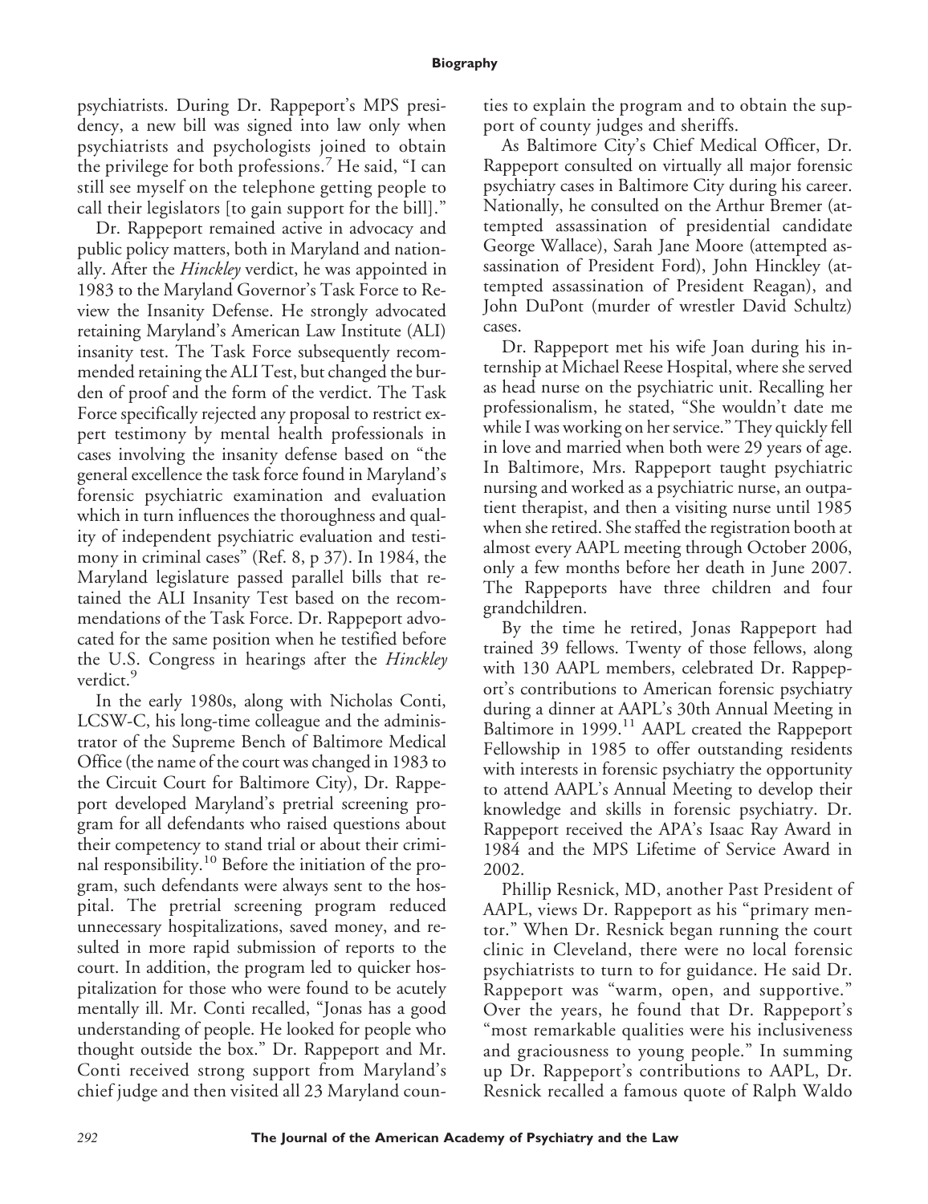psychiatrists. During Dr. Rappeport's MPS presidency, a new bill was signed into law only when psychiatrists and psychologists joined to obtain the privilege for both professions.[7] He said, "I can still see myself on the telephone getting people to call their legislators [to gain support for the bill]."

Dr. Rappeport remained active in advocacy and public policy matters, both in Maryland and nationally. After the *Hinckley* verdict, he was appointed in 1983 to the Maryland Governor's Task Force to Review the Insanity Defense. He strongly advocated retaining Maryland's American Law Institute (ALI) insanity test. The Task Force subsequently recommended retaining the ALI Test, but changed the burden of proof and the form of the verdict. The Task Force specifically rejected any proposal to restrict expert testimony by mental health professionals in cases involving the insanity defense based on "the general excellence the task force found in Maryland's forensic psychiatric examination and evaluation which in turn influences the thoroughness and quality of independent psychiatric evaluation and testimony in criminal cases" (Ref. 8, p 37). In 1984, the Maryland legislature passed parallel bills that retained the ALI Insanity Test based on the recommendations of the Task Force. Dr. Rappeport advocated for the same position when he testified before the U.S. Congress in hearings after the *Hinckley* verdict.[9]

In the early 1980s, along with Nicholas Conti, LCSW-C, his long-time colleague and the administrator of the Supreme Bench of Baltimore Medical Office (the name of the court was changed in 1983 to the Circuit Court for Baltimore City), Dr. Rappeport developed Maryland's pretrial screening program for all defendants who raised questions about their competency to stand trial or about their criminal responsibility.[10] Before the initiation of the program, such defendants were always sent to the hospital. The pretrial screening program reduced unnecessary hospitalizations, saved money, and resulted in more rapid submission of reports to the court. In addition, the program led to quicker hospitalization for those who were found to be acutely mentally ill. Mr. Conti recalled, "Jonas has a good understanding of people. He looked for people who thought outside the box." Dr. Rappeport and Mr. Conti received strong support from Maryland's chief judge and then visited all 23 Maryland counties to explain the program and to obtain the support of county judges and sheriffs.

As Baltimore City's Chief Medical Officer, Dr. Rappeport consulted on virtually all major forensic psychiatry cases in Baltimore City during his career. Nationally, he consulted on the Arthur Bremer (attempted assassination of presidential candidate George Wallace), Sarah Jane Moore (attempted assassination of President Ford), John Hinckley (attempted assassination of President Reagan), and John DuPont (murder of wrestler David Schultz) cases.

Dr. Rappeport met his wife Joan during his internship at Michael Reese Hospital, where she served as head nurse on the psychiatric unit. Recalling her professionalism, he stated, "She wouldn't date me while I was working on her service." They quickly fell in love and married when both were 29 years of age. In Baltimore, Mrs. Rappeport taught psychiatric nursing and worked as a psychiatric nurse, an outpatient therapist, and then a visiting nurse until 1985 when she retired. She staffed the registration booth at almost every AAPL meeting through October 2006, only a few months before her death in June 2007. The Rappeports have three children and four grandchildren.

By the time he retired, Jonas Rappeport had trained 39 fellows. Twenty of those fellows, along with 130 AAPL members, celebrated Dr. Rappeport's contributions to American forensic psychiatry during a dinner at AAPL's 30th Annual Meeting in Baltimore in 1999.[11] AAPL created the Rappeport Fellowship in 1985 to offer outstanding residents with interests in forensic psychiatry the opportunity to attend AAPL's Annual Meeting to develop their knowledge and skills in forensic psychiatry. Dr. Rappeport received the APA's Isaac Ray Award in 1984 and the MPS Lifetime of Service Award in 2002.

Phillip Resnick, MD, another Past President of AAPL, views Dr. Rappeport as his "primary mentor." When Dr. Resnick began running the court clinic in Cleveland, there were no local forensic psychiatrists to turn to for guidance. He said Dr. Rappeport was "warm, open, and supportive." Over the years, he found that Dr. Rappeport's "most remarkable qualities were his inclusiveness and graciousness to young people." In summing up Dr. Rappeport's contributions to AAPL, Dr. Resnick recalled a famous quote of Ralph Waldo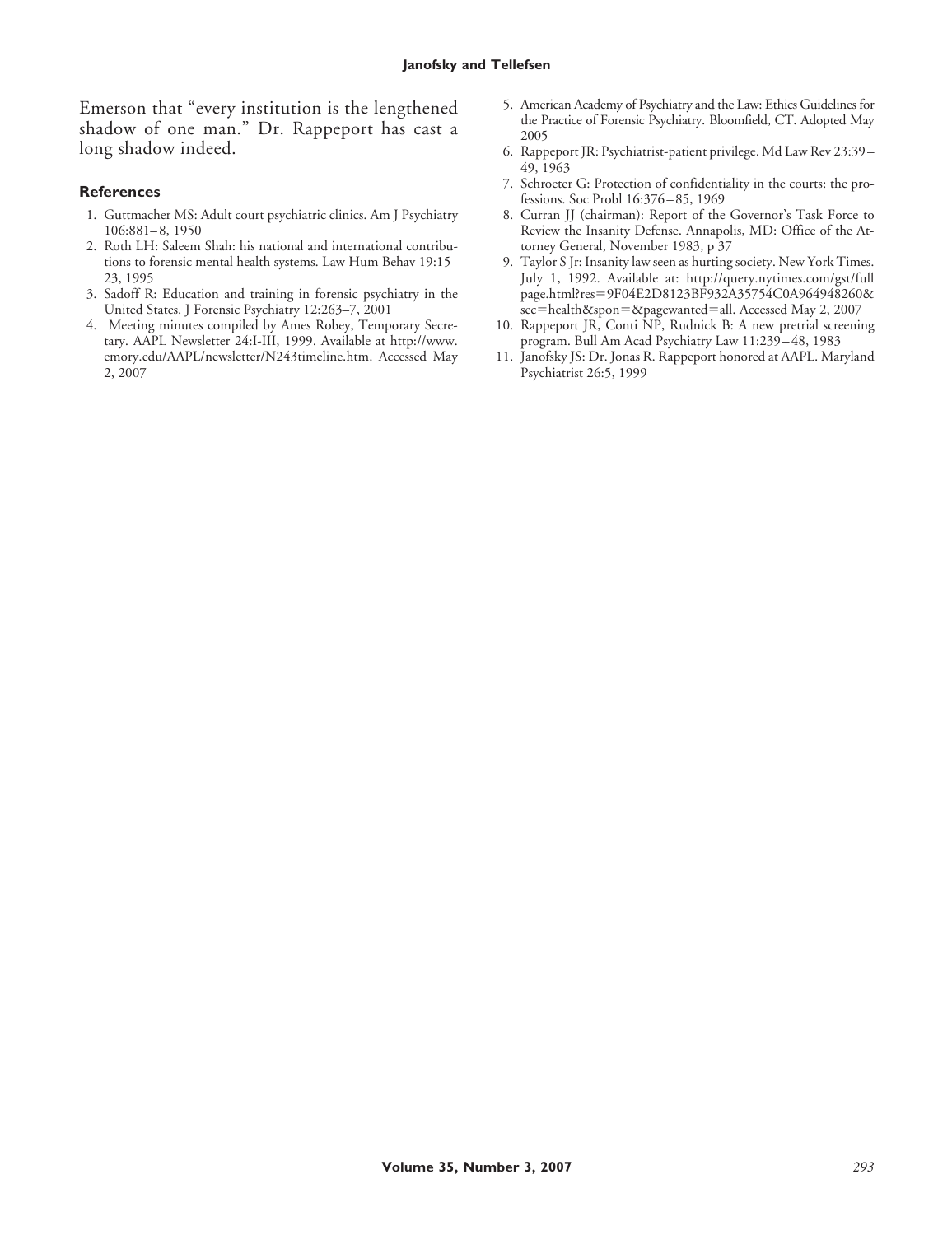Emerson that "every institution is the lengthened shadow of one man." Dr. Rappeport has cast a long shadow indeed.

### References

1. Guttmacher MS: Adult court psychiatric clinics. Am J Psychiatry 106:881–8, 1950
2. Roth LH: Saleem Shah: his national and international contributions to forensic mental health systems. Law Hum Behav 19:15–23, 1995
3. Sadoff R: Education and training in forensic psychiatry in the United States. J Forensic Psychiatry 12:263–7, 2001
4. Meeting minutes compiled by Ames Robey, Temporary Secretary. AAPL Newsletter 24:I-III, 1999. Available at http://www.emory.edu/AAPL/newsletter/N243timeline.htm. Accessed May 2, 2007
5. American Academy of Psychiatry and the Law: Ethics Guidelines for the Practice of Forensic Psychiatry. Bloomfield, CT. Adopted May 2005
6. Rappeport JR: Psychiatrist-patient privilege. Md Law Rev 23:39–49, 1963
7. Schroeter G: Protection of confidentiality in the courts: the professions. Soc Probl 16:376–85, 1969
8. Curran JJ (chairman): Report of the Governor's Task Force to Review the Insanity Defense. Annapolis, MD: Office of the Attorney General, November 1983, p 37
9. Taylor S Jr: Insanity law seen as hurting society. New York Times. July 1, 1992. Available at: http://query.nytimes.com/gst/fullpage.html?res=9F04E2D8123BF932A35754C0A964948260&sec=health&spon=&pagewanted=all. Accessed May 2, 2007
10. Rappeport JR, Conti NP, Rudnick B: A new pretrial screening program. Bull Am Acad Psychiatry Law 11:239–48, 1983
11. Janofsky JS: Dr. Jonas R. Rappeport honored at AAPL. Maryland Psychiatrist 26:5, 1999